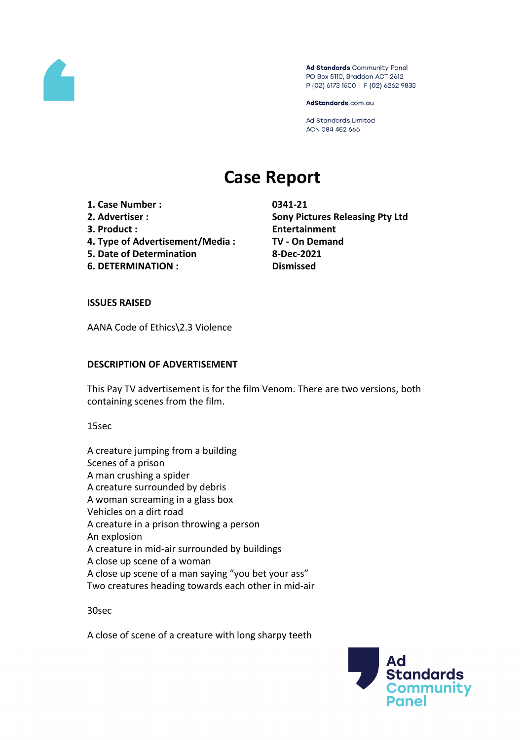Ad Standards Community Panel
PO Box 5110, Braddon ACT 2612
P (02) 6173 1500 | F (02) 6262 9833

AdStandards.com.au

Ad Standards Limited
ACN 084 452 666

# Case Report

| | |
|---|---|
| **1. Case Number :** | **0341-21** |
| **2. Advertiser :** | **Sony Pictures Releasing Pty Ltd** |
| **3. Product :** | **Entertainment** |
| **4. Type of Advertisement/Media :** | **TV - On Demand** |
| **5. Date of Determination** | **8-Dec-2021** |
| **6. DETERMINATION :** | **Dismissed** |

**ISSUES RAISED**

AANA Code of Ethics\2.3 Violence

**DESCRIPTION OF ADVERTISEMENT**

This Pay TV advertisement is for the film Venom. There are two versions, both containing scenes from the film.

15sec

A creature jumping from a building
Scenes of a prison
A man crushing a spider
A creature surrounded by debris
A woman screaming in a glass box
Vehicles on a dirt road
A creature in a prison throwing a person
An explosion
A creature in mid-air surrounded by buildings
A close up scene of a woman
A close up scene of a man saying "you bet your ass"
Two creatures heading towards each other in mid-air

30sec

A close of scene of a creature with long sharpy teeth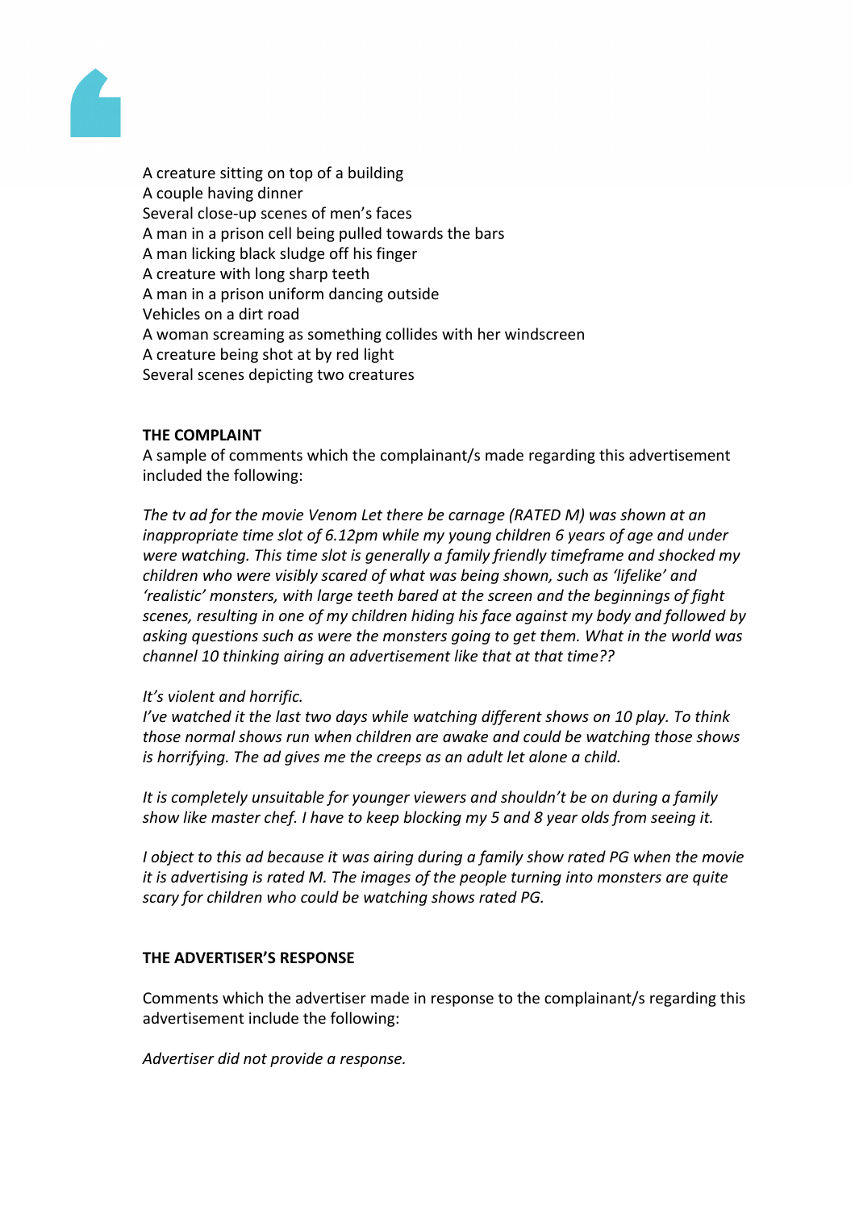A creature sitting on top of a building
A couple having dinner
Several close-up scenes of men's faces
A man in a prison cell being pulled towards the bars
A man licking black sludge off his finger
A creature with long sharp teeth
A man in a prison uniform dancing outside
Vehicles on a dirt road
A woman screaming as something collides with her windscreen
A creature being shot at by red light
Several scenes depicting two creatures

**THE COMPLAINT**

A sample of comments which the complainant/s made regarding this advertisement included the following:

*The tv ad for the movie Venom Let there be carnage (RATED M) was shown at an inappropriate time slot of 6.12pm while my young children 6 years of age and under were watching. This time slot is generally a family friendly timeframe and shocked my children who were visibly scared of what was being shown, such as 'lifelike' and 'realistic' monsters, with large teeth bared at the screen and the beginnings of fight scenes, resulting in one of my children hiding his face against my body and followed by asking questions such as were the monsters going to get them. What in the world was channel 10 thinking airing an advertisement like that at that time??*

*It's violent and horrific.*
*I've watched it the last two days while watching different shows on 10 play. To think those normal shows run when children are awake and could be watching those shows is horrifying. The ad gives me the creeps as an adult let alone a child.*

*It is completely unsuitable for younger viewers and shouldn't be on during a family show like master chef. I have to keep blocking my 5 and 8 year olds from seeing it.*

*I object to this ad because it was airing during a family show rated PG when the movie it is advertising is rated M. The images of the people turning into monsters are quite scary for children who could be watching shows rated PG.*

**THE ADVERTISER'S RESPONSE**

Comments which the advertiser made in response to the complainant/s regarding this advertisement include the following:

*Advertiser did not provide a response.*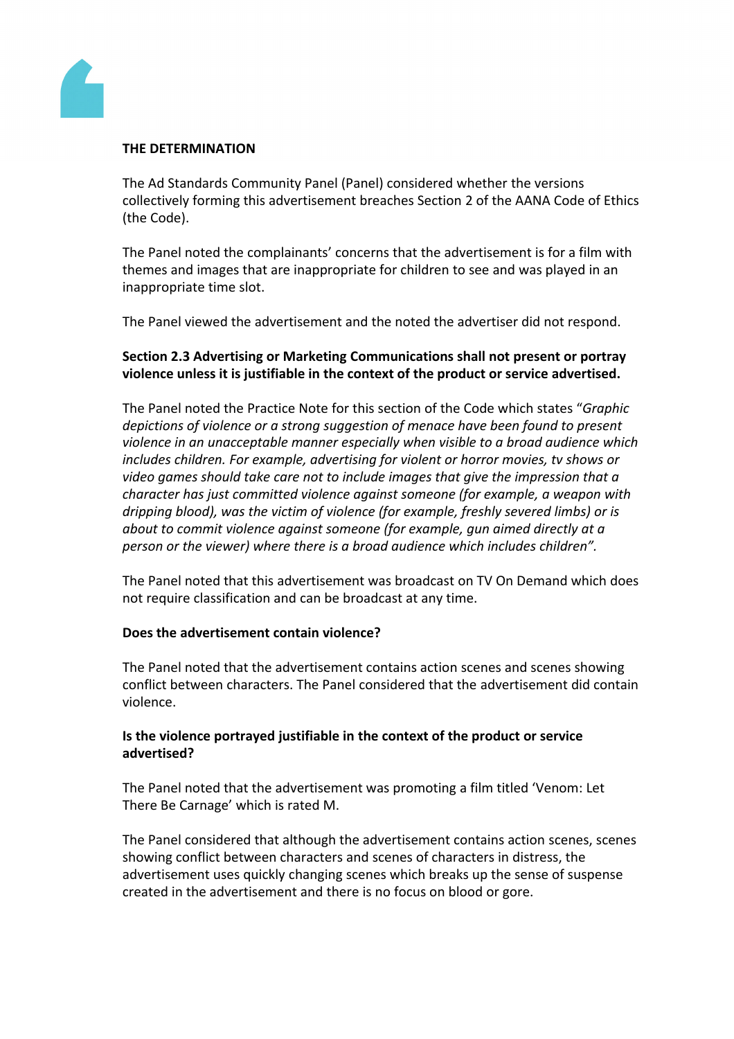**THE DETERMINATION**

The Ad Standards Community Panel (Panel) considered whether the versions collectively forming this advertisement breaches Section 2 of the AANA Code of Ethics (the Code).

The Panel noted the complainants' concerns that the advertisement is for a film with themes and images that are inappropriate for children to see and was played in an inappropriate time slot.

The Panel viewed the advertisement and the noted the advertiser did not respond.

**Section 2.3 Advertising or Marketing Communications shall not present or portray violence unless it is justifiable in the context of the product or service advertised.**

The Panel noted the Practice Note for this section of the Code which states "*Graphic depictions of violence or a strong suggestion of menace have been found to present violence in an unacceptable manner especially when visible to a broad audience which includes children. For example, advertising for violent or horror movies, tv shows or video games should take care not to include images that give the impression that a character has just committed violence against someone (for example, a weapon with dripping blood), was the victim of violence (for example, freshly severed limbs) or is about to commit violence against someone (for example, gun aimed directly at a person or the viewer) where there is a broad audience which includes children".*

The Panel noted that this advertisement was broadcast on TV On Demand which does not require classification and can be broadcast at any time.

**Does the advertisement contain violence?**

The Panel noted that the advertisement contains action scenes and scenes showing conflict between characters. The Panel considered that the advertisement did contain violence.

**Is the violence portrayed justifiable in the context of the product or service advertised?**

The Panel noted that the advertisement was promoting a film titled 'Venom: Let There Be Carnage' which is rated M.

The Panel considered that although the advertisement contains action scenes, scenes showing conflict between characters and scenes of characters in distress, the advertisement uses quickly changing scenes which breaks up the sense of suspense created in the advertisement and there is no focus on blood or gore.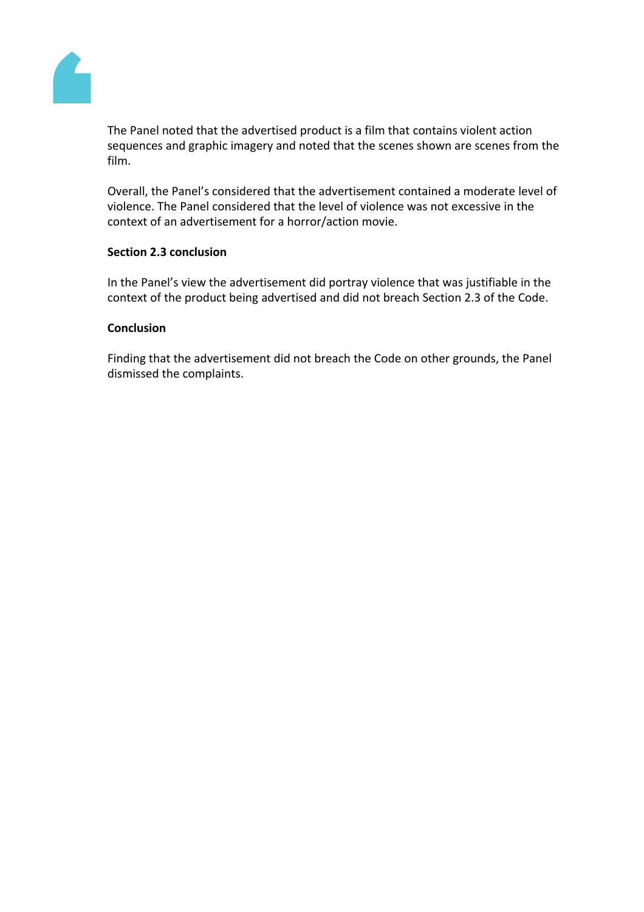The Panel noted that the advertised product is a film that contains violent action sequences and graphic imagery and noted that the scenes shown are scenes from the film.

Overall, the Panel's considered that the advertisement contained a moderate level of violence. The Panel considered that the level of violence was not excessive in the context of an advertisement for a horror/action movie.

**Section 2.3 conclusion**

In the Panel's view the advertisement did portray violence that was justifiable in the context of the product being advertised and did not breach Section 2.3 of the Code.

**Conclusion**

Finding that the advertisement did not breach the Code on other grounds, the Panel dismissed the complaints.